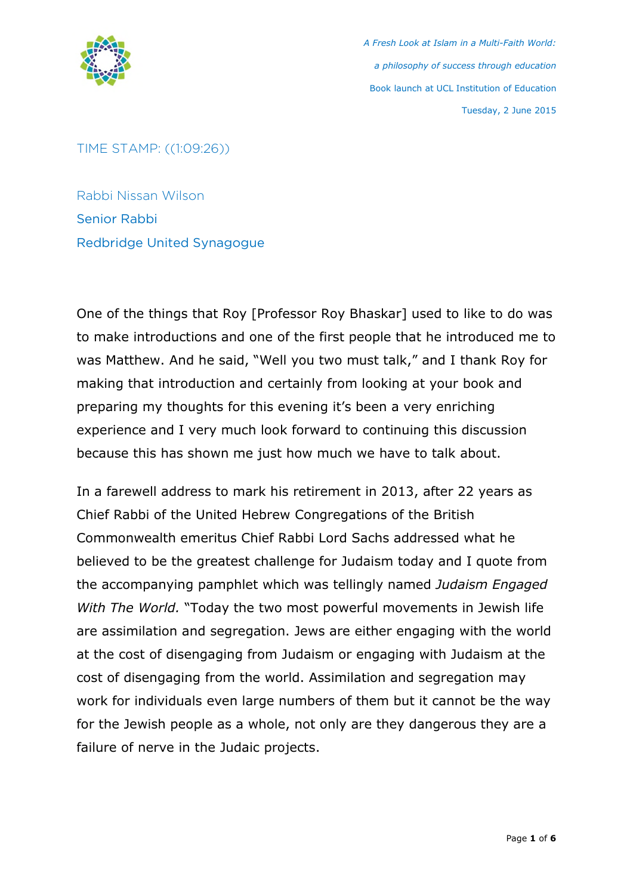*A Fresh Look at Islam in a Multi-Faith World:*

*a philosophy of success through education*

Book launch at UCL Institution of Education

Tuesday, 2 June 2015

TIME STAMP: ((1:09:26))

Rabbi Nissan Wilson
Senior Rabbi
Redbridge United Synagogue

One of the things that Roy [Professor Roy Bhaskar] used to like to do was to make introductions and one of the first people that he introduced me to was Matthew. And he said, "Well you two must talk," and I thank Roy for making that introduction and certainly from looking at your book and preparing my thoughts for this evening it's been a very enriching experience and I very much look forward to continuing this discussion because this has shown me just how much we have to talk about.

In a farewell address to mark his retirement in 2013, after 22 years as Chief Rabbi of the United Hebrew Congregations of the British Commonwealth emeritus Chief Rabbi Lord Sachs addressed what he believed to be the greatest challenge for Judaism today and I quote from the accompanying pamphlet which was tellingly named *Judaism Engaged With The World.* "Today the two most powerful movements in Jewish life are assimilation and segregation. Jews are either engaging with the world at the cost of disengaging from Judaism or engaging with Judaism at the cost of disengaging from the world. Assimilation and segregation may work for individuals even large numbers of them but it cannot be the way for the Jewish people as a whole, not only are they dangerous they are a failure of nerve in the Judaic projects.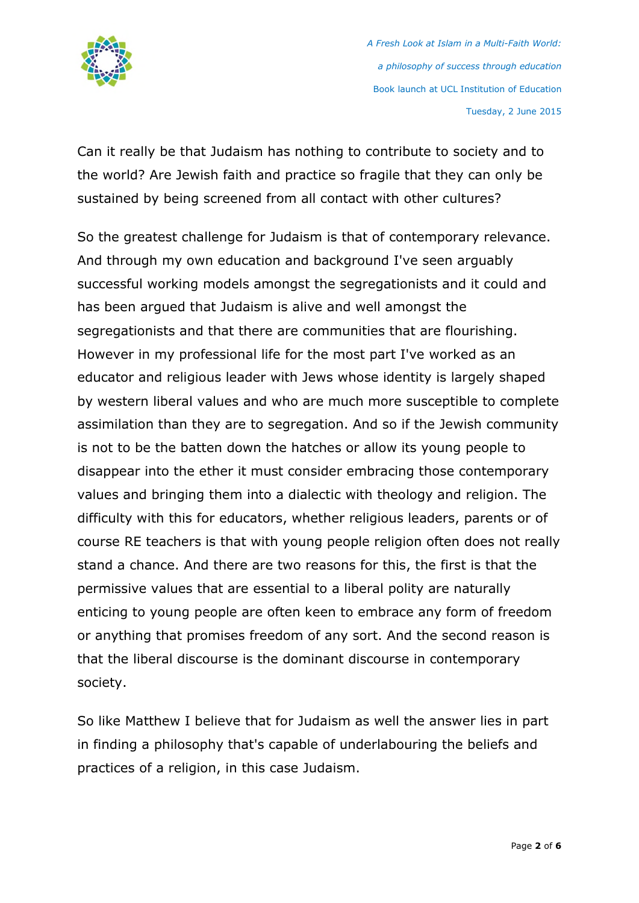Can it really be that Judaism has nothing to contribute to society and to the world? Are Jewish faith and practice so fragile that they can only be sustained by being screened from all contact with other cultures?

So the greatest challenge for Judaism is that of contemporary relevance. And through my own education and background I've seen arguably successful working models amongst the segregationists and it could and has been argued that Judaism is alive and well amongst the segregationists and that there are communities that are flourishing. However in my professional life for the most part I've worked as an educator and religious leader with Jews whose identity is largely shaped by western liberal values and who are much more susceptible to complete assimilation than they are to segregation. And so if the Jewish community is not to be the batten down the hatches or allow its young people to disappear into the ether it must consider embracing those contemporary values and bringing them into a dialectic with theology and religion. The difficulty with this for educators, whether religious leaders, parents or of course RE teachers is that with young people religion often does not really stand a chance. And there are two reasons for this, the first is that the permissive values that are essential to a liberal polity are naturally enticing to young people are often keen to embrace any form of freedom or anything that promises freedom of any sort. And the second reason is that the liberal discourse is the dominant discourse in contemporary society.

So like Matthew I believe that for Judaism as well the answer lies in part in finding a philosophy that's capable of underlabouring the beliefs and practices of a religion, in this case Judaism.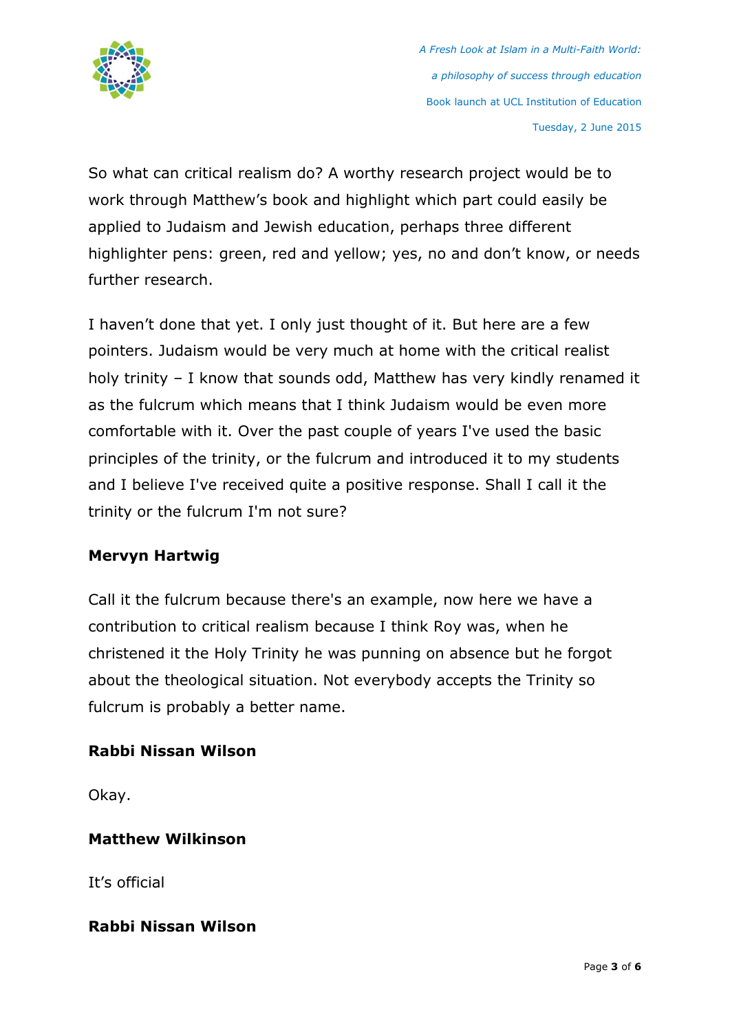So what can critical realism do? A worthy research project would be to work through Matthew's book and highlight which part could easily be applied to Judaism and Jewish education, perhaps three different highlighter pens: green, red and yellow; yes, no and don't know, or needs further research.

I haven't done that yet. I only just thought of it. But here are a few pointers. Judaism would be very much at home with the critical realist holy trinity – I know that sounds odd, Matthew has very kindly renamed it as the fulcrum which means that I think Judaism would be even more comfortable with it. Over the past couple of years I've used the basic principles of the trinity, or the fulcrum and introduced it to my students and I believe I've received quite a positive response. Shall I call it the trinity or the fulcrum I'm not sure?

**Mervyn Hartwig**

Call it the fulcrum because there's an example, now here we have a contribution to critical realism because I think Roy was, when he christened it the Holy Trinity he was punning on absence but he forgot about the theological situation. Not everybody accepts the Trinity so fulcrum is probably a better name.

**Rabbi Nissan Wilson**

Okay.

**Matthew Wilkinson**

It's official

**Rabbi Nissan Wilson**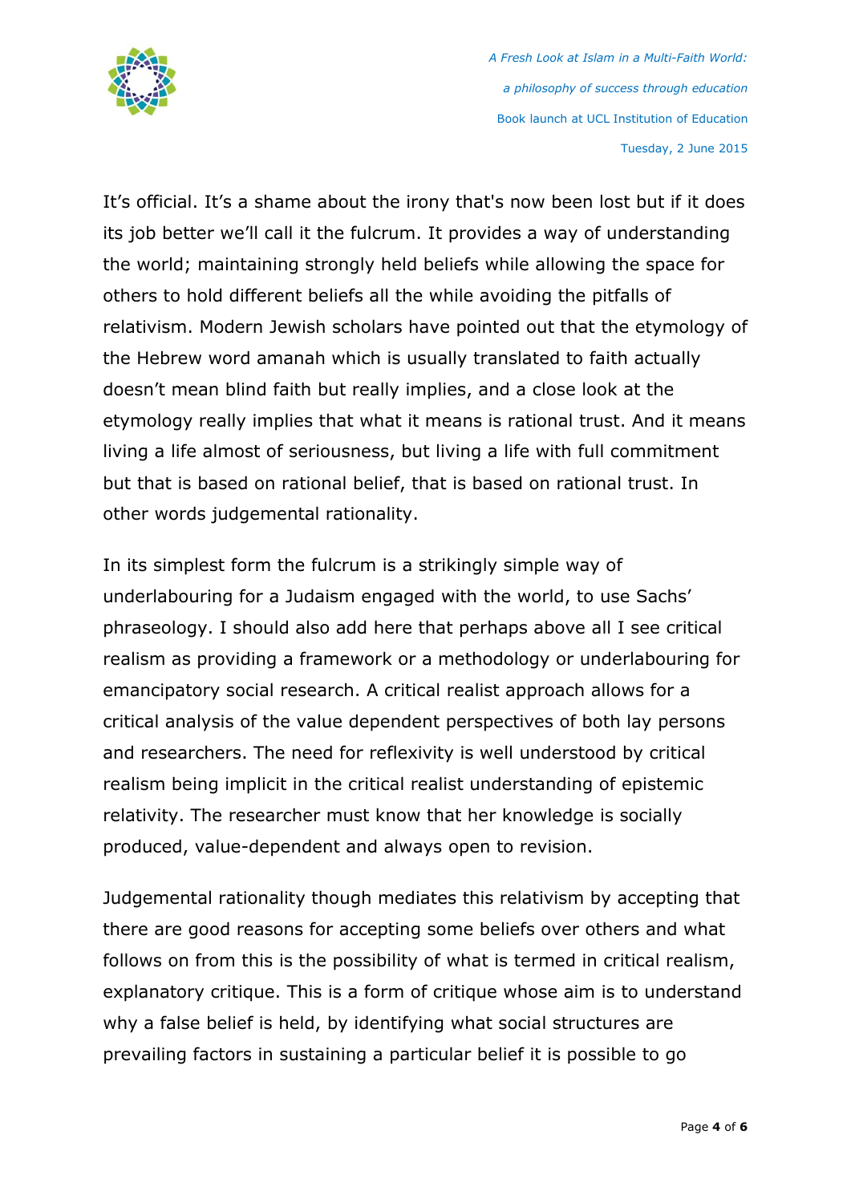It's official. It's a shame about the irony that's now been lost but if it does its job better we'll call it the fulcrum. It provides a way of understanding the world; maintaining strongly held beliefs while allowing the space for others to hold different beliefs all the while avoiding the pitfalls of relativism. Modern Jewish scholars have pointed out that the etymology of the Hebrew word amanah which is usually translated to faith actually doesn't mean blind faith but really implies, and a close look at the etymology really implies that what it means is rational trust. And it means living a life almost of seriousness, but living a life with full commitment but that is based on rational belief, that is based on rational trust. In other words judgemental rationality.

In its simplest form the fulcrum is a strikingly simple way of underlabouring for a Judaism engaged with the world, to use Sachs' phraseology. I should also add here that perhaps above all I see critical realism as providing a framework or a methodology or underlabouring for emancipatory social research. A critical realist approach allows for a critical analysis of the value dependent perspectives of both lay persons and researchers. The need for reflexivity is well understood by critical realism being implicit in the critical realist understanding of epistemic relativity. The researcher must know that her knowledge is socially produced, value-dependent and always open to revision.

Judgemental rationality though mediates this relativism by accepting that there are good reasons for accepting some beliefs over others and what follows on from this is the possibility of what is termed in critical realism, explanatory critique. This is a form of critique whose aim is to understand why a false belief is held, by identifying what social structures are prevailing factors in sustaining a particular belief it is possible to go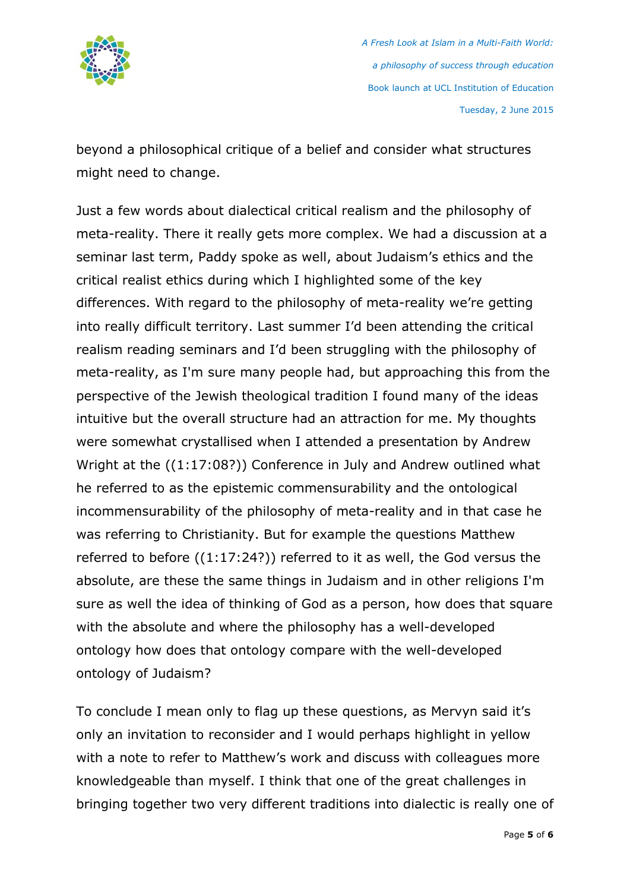beyond a philosophical critique of a belief and consider what structures might need to change.

Just a few words about dialectical critical realism and the philosophy of meta-reality. There it really gets more complex. We had a discussion at a seminar last term, Paddy spoke as well, about Judaism's ethics and the critical realist ethics during which I highlighted some of the key differences. With regard to the philosophy of meta-reality we're getting into really difficult territory. Last summer I'd been attending the critical realism reading seminars and I'd been struggling with the philosophy of meta-reality, as I'm sure many people had, but approaching this from the perspective of the Jewish theological tradition I found many of the ideas intuitive but the overall structure had an attraction for me. My thoughts were somewhat crystallised when I attended a presentation by Andrew Wright at the ((1:17:08?)) Conference in July and Andrew outlined what he referred to as the epistemic commensurability and the ontological incommensurability of the philosophy of meta-reality and in that case he was referring to Christianity. But for example the questions Matthew referred to before ((1:17:24?)) referred to it as well, the God versus the absolute, are these the same things in Judaism and in other religions I'm sure as well the idea of thinking of God as a person, how does that square with the absolute and where the philosophy has a well-developed ontology how does that ontology compare with the well-developed ontology of Judaism?

To conclude I mean only to flag up these questions, as Mervyn said it's only an invitation to reconsider and I would perhaps highlight in yellow with a note to refer to Matthew's work and discuss with colleagues more knowledgeable than myself. I think that one of the great challenges in bringing together two very different traditions into dialectic is really one of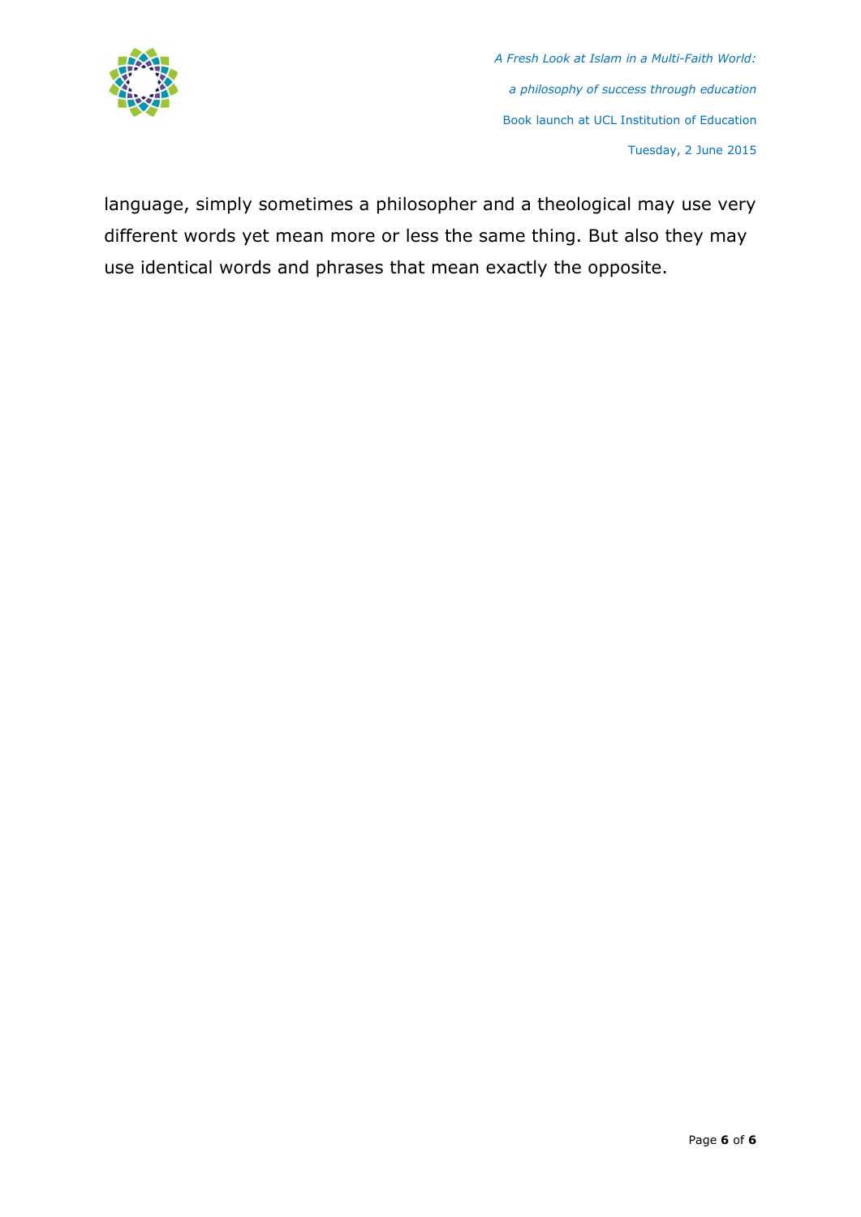language, simply sometimes a philosopher and a theological may use very different words yet mean more or less the same thing. But also they may use identical words and phrases that mean exactly the opposite.